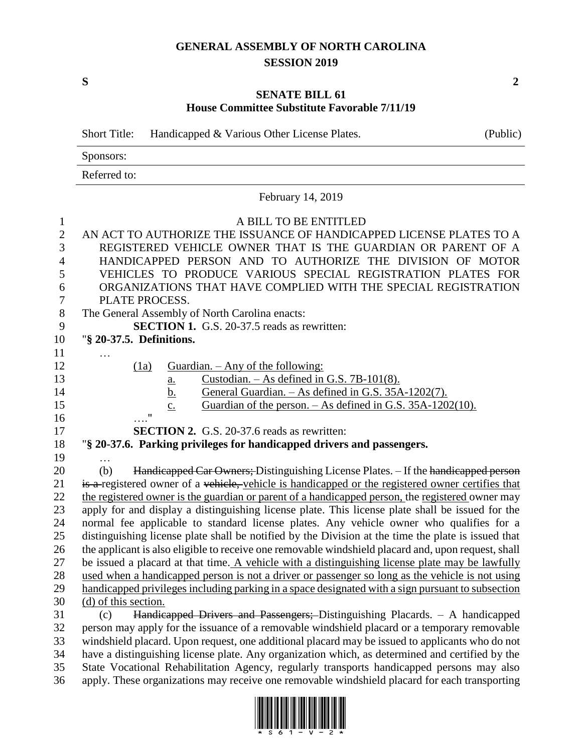# GENERAL ASSEMBLY OF NORTH CAROLINA
## SESSION 2019

**S** **2**

## SENATE BILL 61
### House Committee Substitute Favorable 7/11/19

Short Title: Handicapped & Various Other License Plates. (Public)

Sponsors:

Referred to:

February 14, 2019

A BILL TO BE ENTITLED

AN ACT TO AUTHORIZE THE ISSUANCE OF HANDICAPPED LICENSE PLATES TO A REGISTERED VEHICLE OWNER THAT IS THE GUARDIAN OR PARENT OF A HANDICAPPED PERSON AND TO AUTHORIZE THE DIVISION OF MOTOR VEHICLES TO PRODUCE VARIOUS SPECIAL REGISTRATION PLATES FOR ORGANIZATIONS THAT HAVE COMPLIED WITH THE SPECIAL REGISTRATION PLATE PROCESS.

The General Assembly of North Carolina enacts:

**SECTION 1.** G.S. 20-37.5 reads as rewritten:

"**§ 20-37.5. Definitions.**

…

(1a) <u>Guardian. – Any of the following:</u>

a. <u>Custodian. – As defined in G.S. 7B-101(8).</u>

b. <u>General Guardian. – As defined in G.S. 35A-1202(7).</u>

c. <u>Guardian of the person. – As defined in G.S. 35A-1202(10).</u>

…."

**SECTION 2.** G.S. 20-37.6 reads as rewritten:

"**§ 20-37.6. Parking privileges for handicapped drivers and passengers.**

…

(b) ~~Handicapped Car Owners;~~ Distinguishing License Plates. – If the ~~handicapped person is a~~ registered owner of a ~~vehicle,~~ <u>vehicle is handicapped or the registered owner certifies that the registered owner is the guardian or parent of a handicapped person,</u> the <u>registered</u> owner may apply for and display a distinguishing license plate. This license plate shall be issued for the normal fee applicable to standard license plates. Any vehicle owner who qualifies for a distinguishing license plate shall be notified by the Division at the time the plate is issued that the applicant is also eligible to receive one removable windshield placard and, upon request, shall be issued a placard at that time. <u>A vehicle with a distinguishing license plate may be lawfully used when a handicapped person is not a driver or passenger so long as the vehicle is not using handicapped privileges including parking in a space designated with a sign pursuant to subsection (d) of this section.</u>

(c) ~~Handicapped Drivers and Passengers;~~ Distinguishing Placards. – A handicapped person may apply for the issuance of a removable windshield placard or a temporary removable windshield placard. Upon request, one additional placard may be issued to applicants who do not have a distinguishing license plate. Any organization which, as determined and certified by the State Vocational Rehabilitation Agency, regularly transports handicapped persons may also apply. These organizations may receive one removable windshield placard for each transporting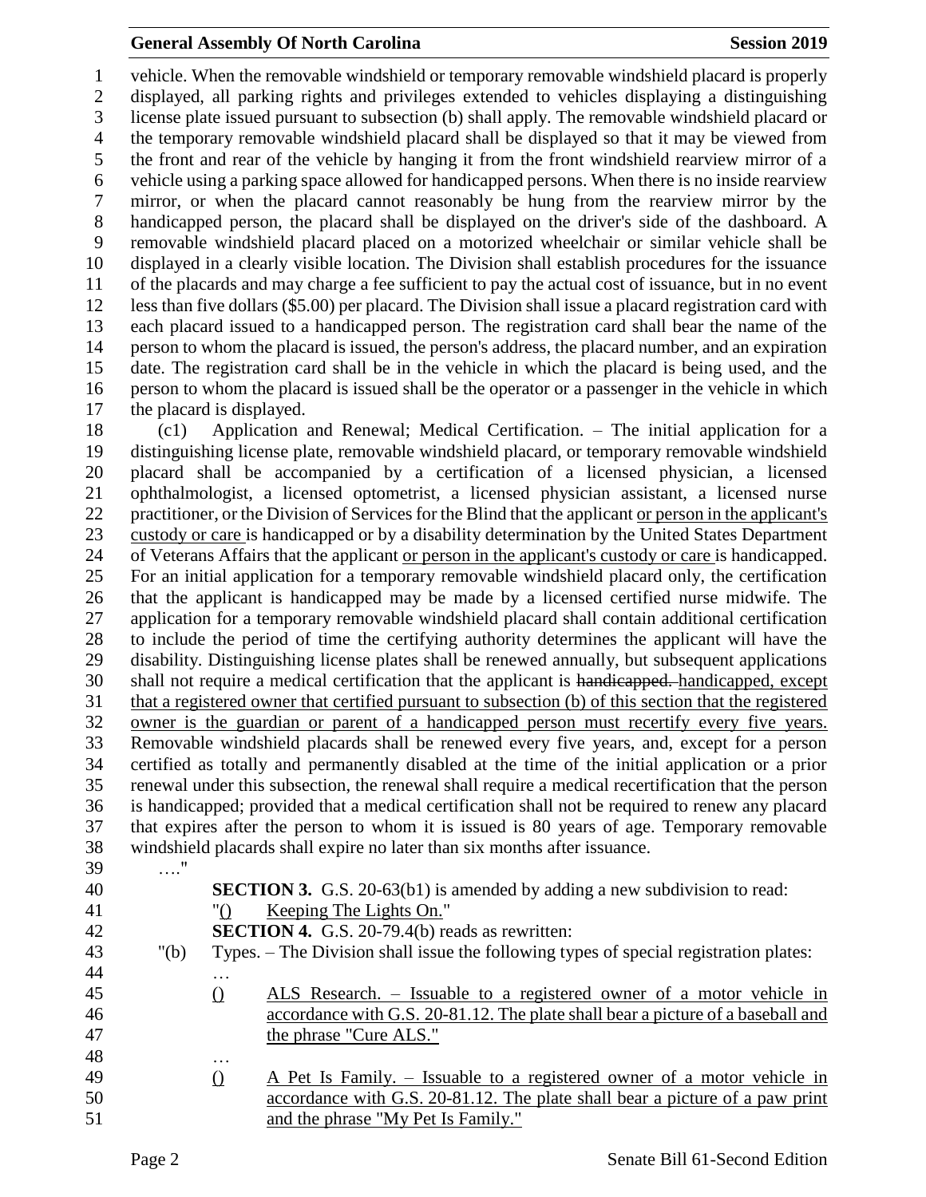vehicle. When the removable windshield or temporary removable windshield placard is properly displayed, all parking rights and privileges extended to vehicles displaying a distinguishing license plate issued pursuant to subsection (b) shall apply. The removable windshield placard or the temporary removable windshield placard shall be displayed so that it may be viewed from the front and rear of the vehicle by hanging it from the front windshield rearview mirror of a vehicle using a parking space allowed for handicapped persons. When there is no inside rearview mirror, or when the placard cannot reasonably be hung from the rearview mirror by the handicapped person, the placard shall be displayed on the driver's side of the dashboard. A removable windshield placard placed on a motorized wheelchair or similar vehicle shall be displayed in a clearly visible location. The Division shall establish procedures for the issuance of the placards and may charge a fee sufficient to pay the actual cost of issuance, but in no event less than five dollars ($5.00) per placard. The Division shall issue a placard registration card with each placard issued to a handicapped person. The registration card shall bear the name of the person to whom the placard is issued, the person's address, the placard number, and an expiration date. The registration card shall be in the vehicle in which the placard is being used, and the person to whom the placard is issued shall be the operator or a passenger in the vehicle in which the placard is displayed.

(c1) Application and Renewal; Medical Certification. – The initial application for a distinguishing license plate, removable windshield placard, or temporary removable windshield placard shall be accompanied by a certification of a licensed physician, a licensed ophthalmologist, a licensed optometrist, a licensed physician assistant, a licensed nurse practitioner, or the Division of Services for the Blind that the applicant <u>or person in the applicant's custody or care</u> is handicapped or by a disability determination by the United States Department of Veterans Affairs that the applicant <u>or person in the applicant's custody or care</u> is handicapped. For an initial application for a temporary removable windshield placard only, the certification that the applicant is handicapped may be made by a licensed certified nurse midwife. The application for a temporary removable windshield placard shall contain additional certification to include the period of time the certifying authority determines the applicant will have the disability. Distinguishing license plates shall be renewed annually, but subsequent applications shall not require a medical certification that the applicant is ~~handicapped.~~ <u>handicapped, except that a registered owner that certified pursuant to subsection (b) of this section that the registered owner is the guardian or parent of a handicapped person must recertify every five years.</u> Removable windshield placards shall be renewed every five years, and, except for a person certified as totally and permanently disabled at the time of the initial application or a prior renewal under this subsection, the renewal shall require a medical recertification that the person is handicapped; provided that a medical certification shall not be required to renew any placard that expires after the person to whom it is issued is 80 years of age. Temporary removable windshield placards shall expire no later than six months after issuance.

…."

**SECTION 3.** G.S. 20-63(b1) is amended by adding a new subdivision to read:

"<u>()</u> <u>Keeping The Lights On.</u>"

**SECTION 4.** G.S. 20-79.4(b) reads as rewritten:

"(b) Types. – The Division shall issue the following types of special registration plates:

…

<u>()</u> <u>ALS Research. – Issuable to a registered owner of a motor vehicle in accordance with G.S. 20-81.12. The plate shall bear a picture of a baseball and the phrase "Cure ALS."</u>

…

<u>()</u> <u>A Pet Is Family. – Issuable to a registered owner of a motor vehicle in accordance with G.S. 20-81.12. The plate shall bear a picture of a paw print and the phrase "My Pet Is Family."</u>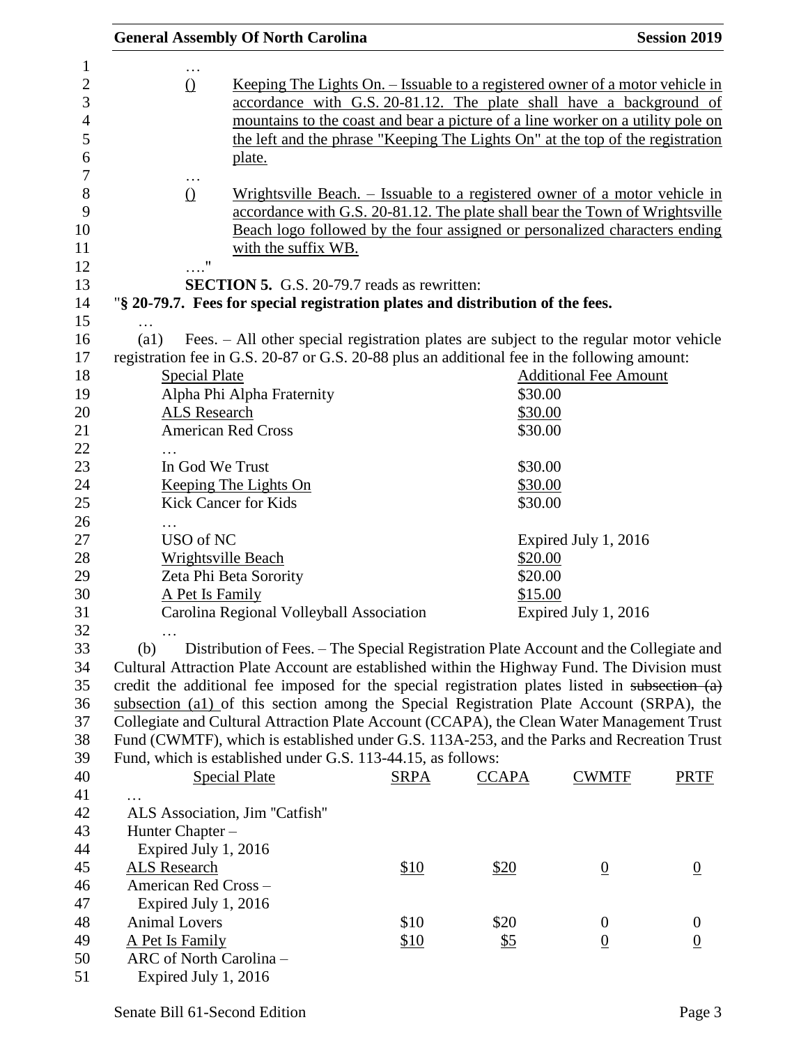…

() Keeping The Lights On. – Issuable to a registered owner of a motor vehicle in accordance with G.S. 20-81.12. The plate shall have a background of mountains to the coast and bear a picture of a line worker on a utility pole on the left and the phrase "Keeping The Lights On" at the top of the registration plate.

…

() Wrightsville Beach. – Issuable to a registered owner of a motor vehicle in accordance with G.S. 20-81.12. The plate shall bear the Town of Wrightsville Beach logo followed by the four assigned or personalized characters ending with the suffix WB.

…."

**SECTION 5.** G.S. 20-79.7 reads as rewritten:

"**§ 20-79.7. Fees for special registration plates and distribution of the fees.**

…

(a1) Fees. – All other special registration plates are subject to the regular motor vehicle registration fee in G.S. 20-87 or G.S. 20-88 plus an additional fee in the following amount:

| Special Plate | Additional Fee Amount |
|---|---|
| Alpha Phi Alpha Fraternity | $30.00 |
| ALS Research | $30.00 |
| American Red Cross | $30.00 |
| … | |
| In God We Trust | $30.00 |
| Keeping The Lights On | $30.00 |
| Kick Cancer for Kids | $30.00 |
| … | |
| USO of NC | Expired July 1, 2016 |
| Wrightsville Beach | $20.00 |
| Zeta Phi Beta Sorority | $20.00 |
| A Pet Is Family | $15.00 |
| Carolina Regional Volleyball Association | Expired July 1, 2016 |

…

(b) Distribution of Fees. – The Special Registration Plate Account and the Collegiate and Cultural Attraction Plate Account are established within the Highway Fund. The Division must credit the additional fee imposed for the special registration plates listed in ~~subsection (a)~~ subsection (a1) of this section among the Special Registration Plate Account (SRPA), the Collegiate and Cultural Attraction Plate Account (CCAPA), the Clean Water Management Trust Fund (CWMTF), which is established under G.S. 113A-253, and the Parks and Recreation Trust Fund, which is established under G.S. 113-44.15, as follows:

| Special Plate | SRPA | CCAPA | CWMTF | PRTF |
|---|---|---|---|---|
| … | | | | |
| ALS Association, Jim "Catfish" Hunter Chapter – Expired July 1, 2016 | | | | |
| ALS Research | $10 | $20 | 0 | 0 |
| American Red Cross – Expired July 1, 2016 | | | | |
| Animal Lovers | $10 | $20 | 0 | 0 |
| A Pet Is Family | $10 | $5 | 0 | 0 |
| ARC of North Carolina – Expired July 1, 2016 | | | | |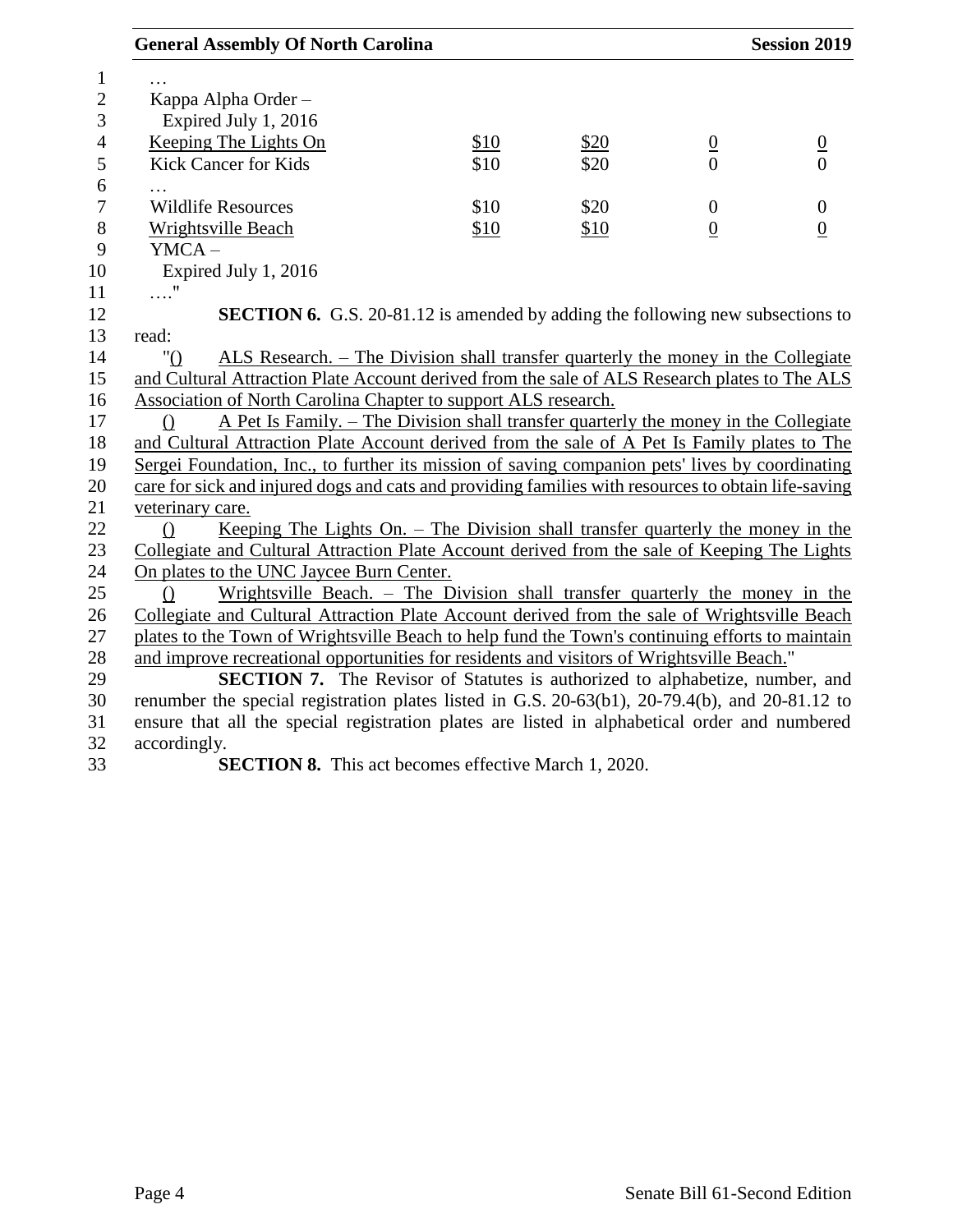…

| | | | | |
|---|---|---|---|---|
| Kappa Alpha Order – Expired July 1, 2016 | | | | |
| Keeping The Lights On | $10 | $20 | 0 | 0 |
| Kick Cancer for Kids | $10 | $20 | 0 | 0 |
| … | | | | |
| Wildlife Resources | $10 | $20 | 0 | 0 |
| Wrightsville Beach | $10 | $10 | 0 | 0 |
| YMCA – Expired July 1, 2016 | | | | |

…."

**SECTION 6.** G.S. 20-81.12 is amended by adding the following new subsections to read:

"() ALS Research. – The Division shall transfer quarterly the money in the Collegiate and Cultural Attraction Plate Account derived from the sale of ALS Research plates to The ALS Association of North Carolina Chapter to support ALS research.

() A Pet Is Family. – The Division shall transfer quarterly the money in the Collegiate and Cultural Attraction Plate Account derived from the sale of A Pet Is Family plates to The Sergei Foundation, Inc., to further its mission of saving companion pets' lives by coordinating care for sick and injured dogs and cats and providing families with resources to obtain life-saving veterinary care.

() Keeping The Lights On. – The Division shall transfer quarterly the money in the Collegiate and Cultural Attraction Plate Account derived from the sale of Keeping The Lights On plates to the UNC Jaycee Burn Center.

() Wrightsville Beach. – The Division shall transfer quarterly the money in the Collegiate and Cultural Attraction Plate Account derived from the sale of Wrightsville Beach plates to the Town of Wrightsville Beach to help fund the Town's continuing efforts to maintain and improve recreational opportunities for residents and visitors of Wrightsville Beach."

**SECTION 7.** The Revisor of Statutes is authorized to alphabetize, number, and renumber the special registration plates listed in G.S. 20-63(b1), 20-79.4(b), and 20-81.12 to ensure that all the special registration plates are listed in alphabetical order and numbered accordingly.

**SECTION 8.** This act becomes effective March 1, 2020.